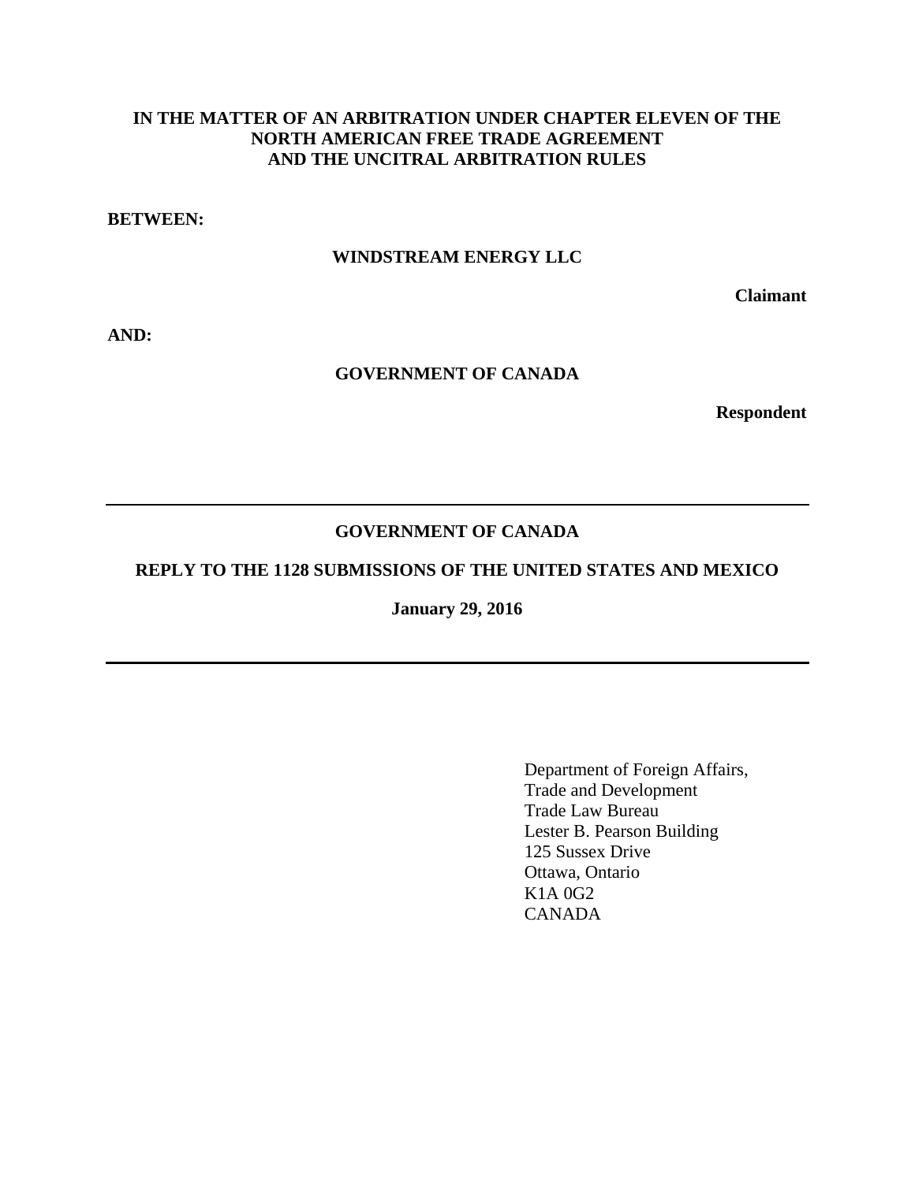**IN THE MATTER OF AN ARBITRATION UNDER CHAPTER ELEVEN OF THE NORTH AMERICAN FREE TRADE AGREEMENT AND THE UNCITRAL ARBITRATION RULES**

**BETWEEN:**

**WINDSTREAM ENERGY LLC**

**Claimant**

**AND:**

**GOVERNMENT OF CANADA**

**Respondent**

---

**GOVERNMENT OF CANADA**

**REPLY TO THE 1128 SUBMISSIONS OF THE UNITED STATES AND MEXICO**

**January 29, 2016**

---

Department of Foreign Affairs,
Trade and Development
Trade Law Bureau
Lester B. Pearson Building
125 Sussex Drive
Ottawa, Ontario
K1A 0G2
CANADA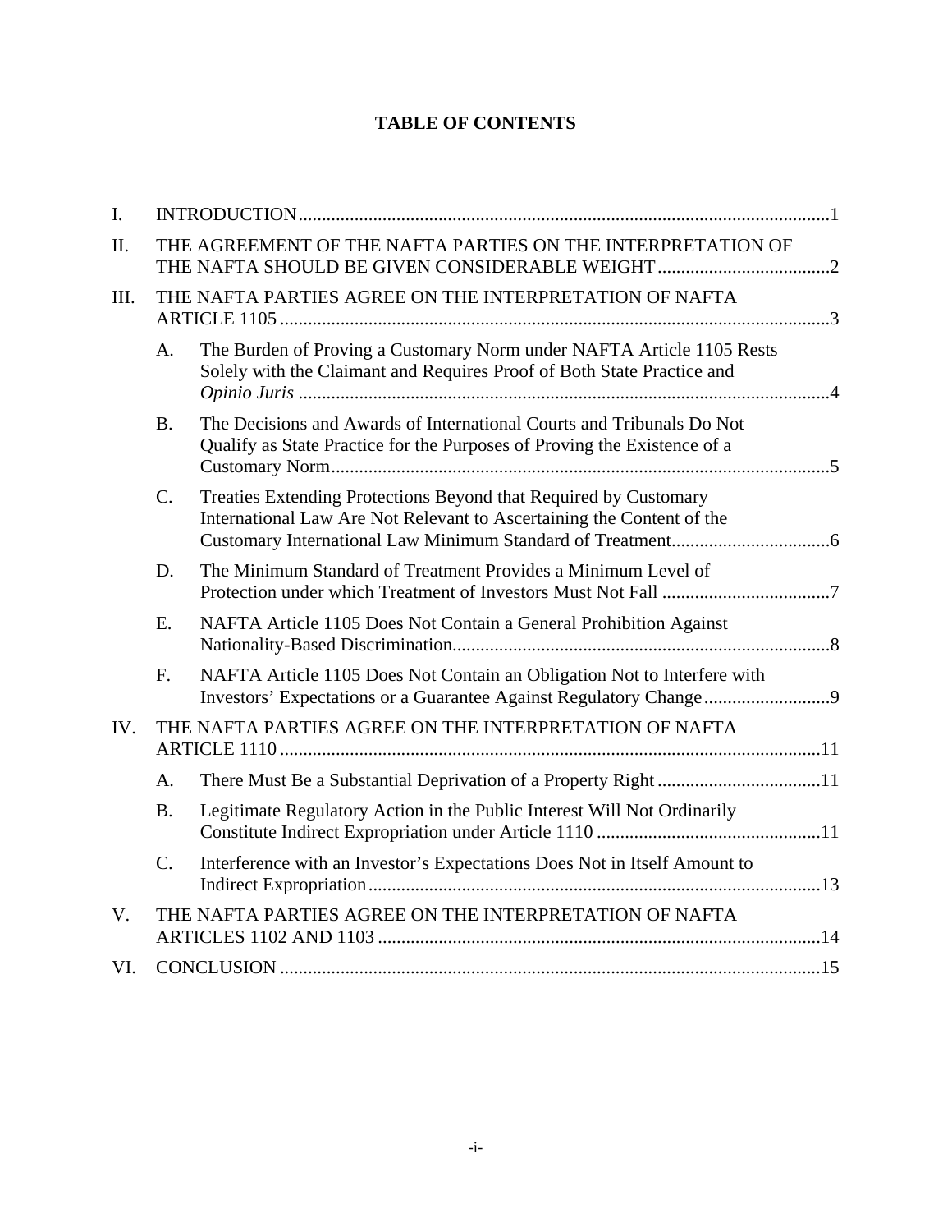# TABLE OF CONTENTS

I. INTRODUCTION ..... 1

II. THE AGREEMENT OF THE NAFTA PARTIES ON THE INTERPRETATION OF THE NAFTA SHOULD BE GIVEN CONSIDERABLE WEIGHT ..... 2

III. THE NAFTA PARTIES AGREE ON THE INTERPRETATION OF NAFTA ARTICLE 1105 ..... 3

- A. The Burden of Proving a Customary Norm under NAFTA Article 1105 Rests Solely with the Claimant and Requires Proof of Both State Practice and *Opinio Juris* ..... 4
- B. The Decisions and Awards of International Courts and Tribunals Do Not Qualify as State Practice for the Purposes of Proving the Existence of a Customary Norm ..... 5
- C. Treaties Extending Protections Beyond that Required by Customary International Law Are Not Relevant to Ascertaining the Content of the Customary International Law Minimum Standard of Treatment ..... 6
- D. The Minimum Standard of Treatment Provides a Minimum Level of Protection under which Treatment of Investors Must Not Fall ..... 7
- E. NAFTA Article 1105 Does Not Contain a General Prohibition Against Nationality-Based Discrimination ..... 8
- F. NAFTA Article 1105 Does Not Contain an Obligation Not to Interfere with Investors' Expectations or a Guarantee Against Regulatory Change ..... 9

IV. THE NAFTA PARTIES AGREE ON THE INTERPRETATION OF NAFTA ARTICLE 1110 ..... 11

- A. There Must Be a Substantial Deprivation of a Property Right ..... 11
- B. Legitimate Regulatory Action in the Public Interest Will Not Ordinarily Constitute Indirect Expropriation under Article 1110 ..... 11
- C. Interference with an Investor's Expectations Does Not in Itself Amount to Indirect Expropriation ..... 13

V. THE NAFTA PARTIES AGREE ON THE INTERPRETATION OF NAFTA ARTICLES 1102 AND 1103 ..... 14

VI. CONCLUSION ..... 15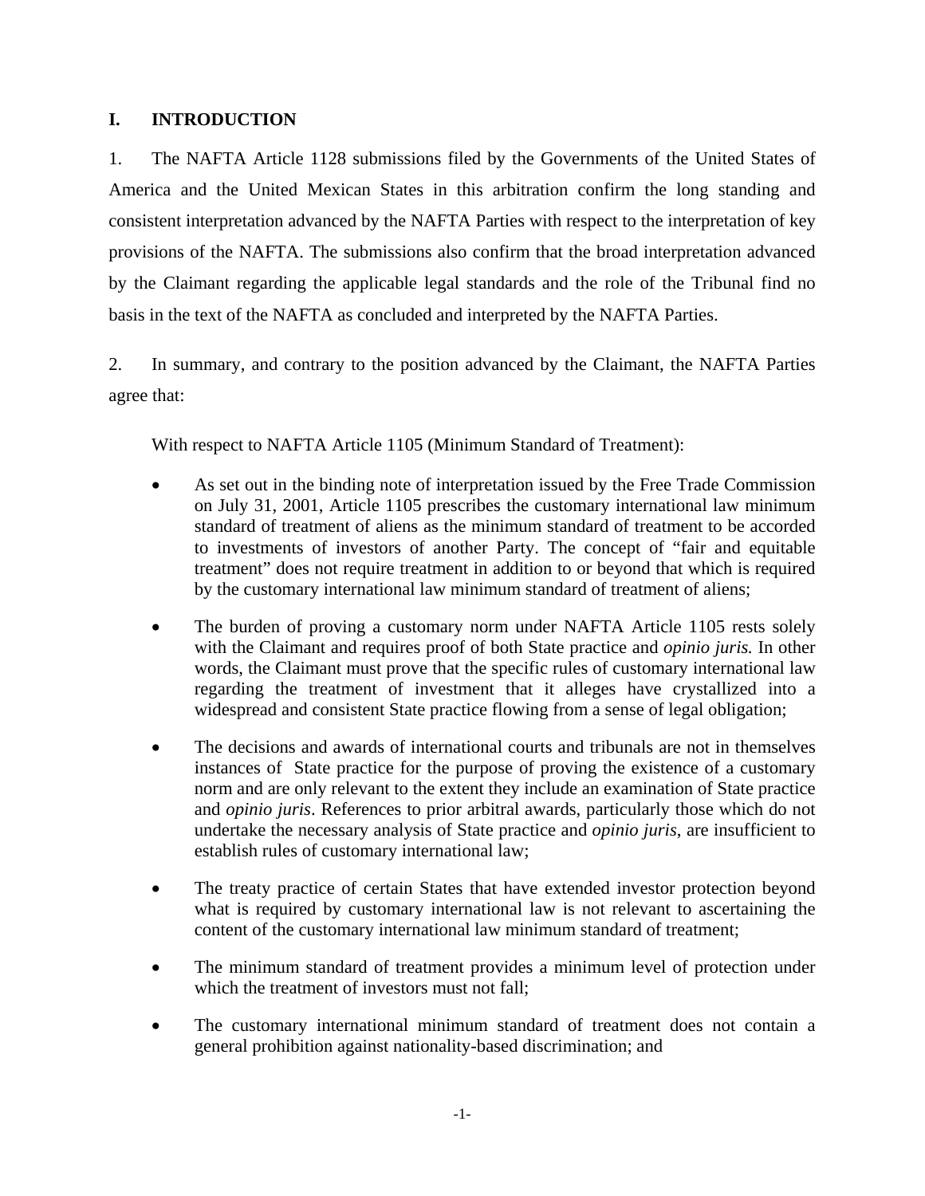## I. INTRODUCTION

1. The NAFTA Article 1128 submissions filed by the Governments of the United States of America and the United Mexican States in this arbitration confirm the long standing and consistent interpretation advanced by the NAFTA Parties with respect to the interpretation of key provisions of the NAFTA. The submissions also confirm that the broad interpretation advanced by the Claimant regarding the applicable legal standards and the role of the Tribunal find no basis in the text of the NAFTA as concluded and interpreted by the NAFTA Parties.

2. In summary, and contrary to the position advanced by the Claimant, the NAFTA Parties agree that:

With respect to NAFTA Article 1105 (Minimum Standard of Treatment):

- As set out in the binding note of interpretation issued by the Free Trade Commission on July 31, 2001, Article 1105 prescribes the customary international law minimum standard of treatment of aliens as the minimum standard of treatment to be accorded to investments of investors of another Party. The concept of "fair and equitable treatment" does not require treatment in addition to or beyond that which is required by the customary international law minimum standard of treatment of aliens;
- The burden of proving a customary norm under NAFTA Article 1105 rests solely with the Claimant and requires proof of both State practice and *opinio juris.* In other words, the Claimant must prove that the specific rules of customary international law regarding the treatment of investment that it alleges have crystallized into a widespread and consistent State practice flowing from a sense of legal obligation;
- The decisions and awards of international courts and tribunals are not in themselves instances of State practice for the purpose of proving the existence of a customary norm and are only relevant to the extent they include an examination of State practice and *opinio juris*. References to prior arbitral awards, particularly those which do not undertake the necessary analysis of State practice and *opinio juris*, are insufficient to establish rules of customary international law;
- The treaty practice of certain States that have extended investor protection beyond what is required by customary international law is not relevant to ascertaining the content of the customary international law minimum standard of treatment;
- The minimum standard of treatment provides a minimum level of protection under which the treatment of investors must not fall;
- The customary international minimum standard of treatment does not contain a general prohibition against nationality-based discrimination; and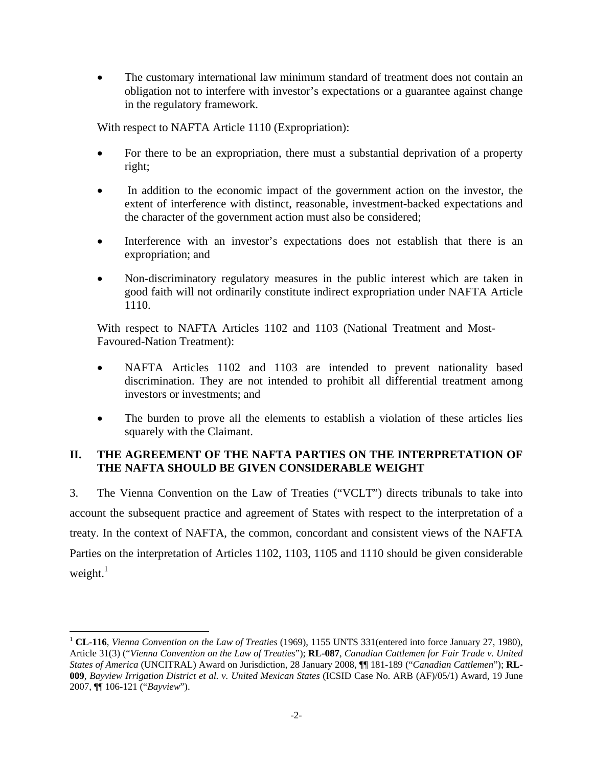- The customary international law minimum standard of treatment does not contain an obligation not to interfere with investor's expectations or a guarantee against change in the regulatory framework.

With respect to NAFTA Article 1110 (Expropriation):

- For there to be an expropriation, there must a substantial deprivation of a property right;
- In addition to the economic impact of the government action on the investor, the extent of interference with distinct, reasonable, investment-backed expectations and the character of the government action must also be considered;
- Interference with an investor's expectations does not establish that there is an expropriation; and
- Non-discriminatory regulatory measures in the public interest which are taken in good faith will not ordinarily constitute indirect expropriation under NAFTA Article 1110.

With respect to NAFTA Articles 1102 and 1103 (National Treatment and Most-Favoured-Nation Treatment):

- NAFTA Articles 1102 and 1103 are intended to prevent nationality based discrimination. They are not intended to prohibit all differential treatment among investors or investments; and
- The burden to prove all the elements to establish a violation of these articles lies squarely with the Claimant.

## II. THE AGREEMENT OF THE NAFTA PARTIES ON THE INTERPRETATION OF THE NAFTA SHOULD BE GIVEN CONSIDERABLE WEIGHT

3. The Vienna Convention on the Law of Treaties ("VCLT") directs tribunals to take into account the subsequent practice and agreement of States with respect to the interpretation of a treaty. In the context of NAFTA, the common, concordant and consistent views of the NAFTA Parties on the interpretation of Articles 1102, 1103, 1105 and 1110 should be given considerable weight.[1]

---

[1] **CL-116**, *Vienna Convention on the Law of Treaties* (1969), 1155 UNTS 331(entered into force January 27, 1980), Article 31(3) ("*Vienna Convention on the Law of Treaties*"); **RL-087**, *Canadian Cattlemen for Fair Trade v. United States of America* (UNCITRAL) Award on Jurisdiction, 28 January 2008, ¶¶ 181-189 ("*Canadian Cattlemen*"); **RL-009**, *Bayview Irrigation District et al. v. United Mexican States* (ICSID Case No. ARB (AF)/05/1) Award, 19 June 2007, ¶¶ 106-121 ("*Bayview*").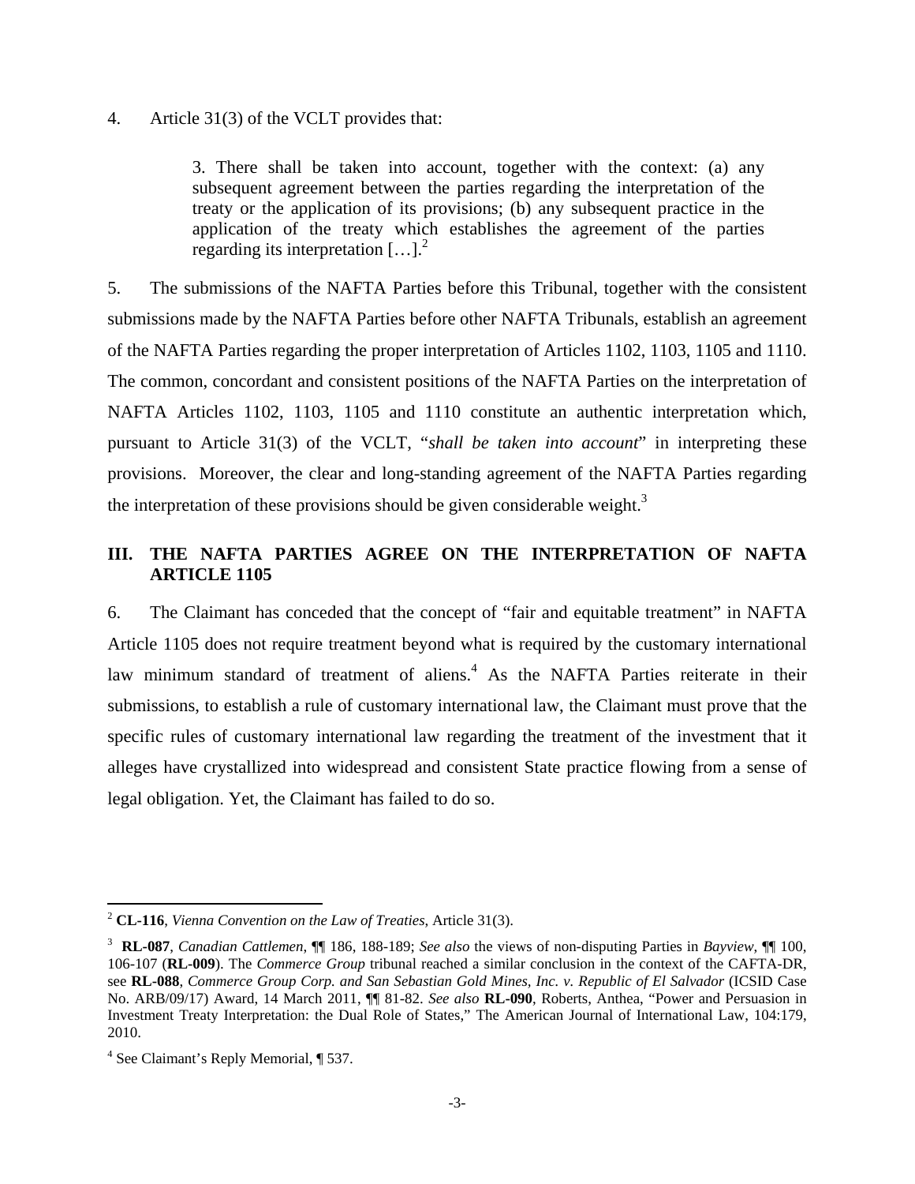4. Article 31(3) of the VCLT provides that:

> 3. There shall be taken into account, together with the context: (a) any subsequent agreement between the parties regarding the interpretation of the treaty or the application of its provisions; (b) any subsequent practice in the application of the treaty which establishes the agreement of the parties regarding its interpretation […].[2]

5. The submissions of the NAFTA Parties before this Tribunal, together with the consistent submissions made by the NAFTA Parties before other NAFTA Tribunals, establish an agreement of the NAFTA Parties regarding the proper interpretation of Articles 1102, 1103, 1105 and 1110. The common, concordant and consistent positions of the NAFTA Parties on the interpretation of NAFTA Articles 1102, 1103, 1105 and 1110 constitute an authentic interpretation which, pursuant to Article 31(3) of the VCLT, "*shall be taken into account*" in interpreting these provisions. Moreover, the clear and long-standing agreement of the NAFTA Parties regarding the interpretation of these provisions should be given considerable weight.[3]

## III. THE NAFTA PARTIES AGREE ON THE INTERPRETATION OF NAFTA ARTICLE 1105

6. The Claimant has conceded that the concept of "fair and equitable treatment" in NAFTA Article 1105 does not require treatment beyond what is required by the customary international law minimum standard of treatment of aliens.[4] As the NAFTA Parties reiterate in their submissions, to establish a rule of customary international law, the Claimant must prove that the specific rules of customary international law regarding the treatment of the investment that it alleges have crystallized into widespread and consistent State practice flowing from a sense of legal obligation. Yet, the Claimant has failed to do so.

---

[2] **CL-116**, *Vienna Convention on the Law of Treaties*, Article 31(3).

[3] **RL-087**, *Canadian Cattlemen*, ¶¶ 186, 188-189; *See also* the views of non-disputing Parties in *Bayview*, ¶¶ 100, 106-107 (**RL-009**). The *Commerce Group* tribunal reached a similar conclusion in the context of the CAFTA-DR, see **RL-088**, *Commerce Group Corp. and San Sebastian Gold Mines, Inc. v. Republic of El Salvador* (ICSID Case No. ARB/09/17) Award, 14 March 2011, ¶¶ 81-82. *See also* **RL-090**, Roberts, Anthea, "Power and Persuasion in Investment Treaty Interpretation: the Dual Role of States," The American Journal of International Law, 104:179, 2010.

[4] See Claimant's Reply Memorial, ¶ 537.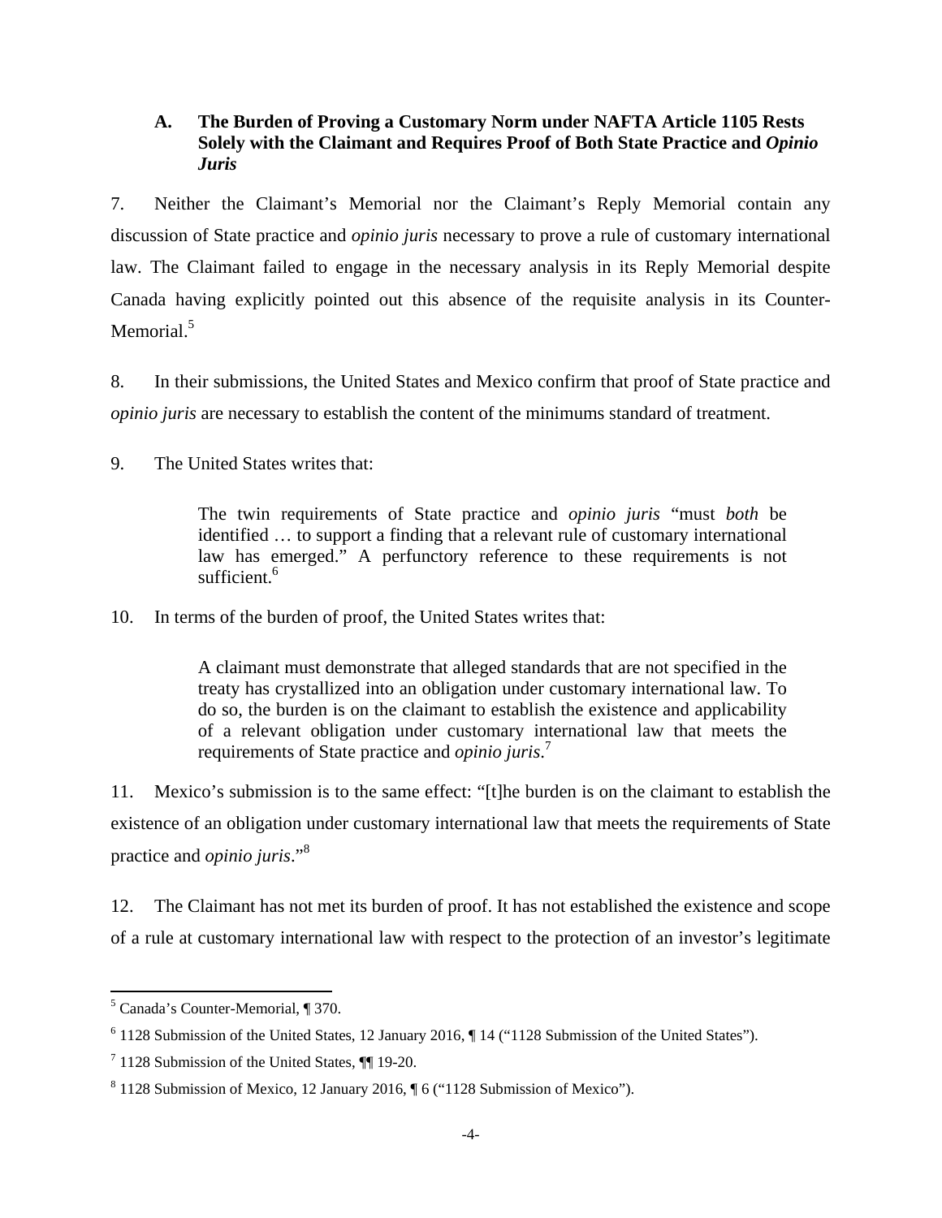### A. The Burden of Proving a Customary Norm under NAFTA Article 1105 Rests Solely with the Claimant and Requires Proof of Both State Practice and *Opinio Juris*

7. Neither the Claimant's Memorial nor the Claimant's Reply Memorial contain any discussion of State practice and *opinio juris* necessary to prove a rule of customary international law. The Claimant failed to engage in the necessary analysis in its Reply Memorial despite Canada having explicitly pointed out this absence of the requisite analysis in its Counter-Memorial.[5]

8. In their submissions, the United States and Mexico confirm that proof of State practice and *opinio juris* are necessary to establish the content of the minimums standard of treatment.

9. The United States writes that:

> The twin requirements of State practice and *opinio juris* "must *both* be identified … to support a finding that a relevant rule of customary international law has emerged." A perfunctory reference to these requirements is not sufficient.[6]

10. In terms of the burden of proof, the United States writes that:

> A claimant must demonstrate that alleged standards that are not specified in the treaty has crystallized into an obligation under customary international law. To do so, the burden is on the claimant to establish the existence and applicability of a relevant obligation under customary international law that meets the requirements of State practice and *opinio juris*.[7]

11. Mexico's submission is to the same effect: "[t]he burden is on the claimant to establish the existence of an obligation under customary international law that meets the requirements of State practice and *opinio juris*."[8]

12. The Claimant has not met its burden of proof. It has not established the existence and scope of a rule at customary international law with respect to the protection of an investor's legitimate

---

[5] Canada's Counter-Memorial, ¶ 370.

[6] 1128 Submission of the United States, 12 January 2016, ¶ 14 ("1128 Submission of the United States").

[7] 1128 Submission of the United States, ¶¶ 19-20.

[8] 1128 Submission of Mexico, 12 January 2016, ¶ 6 ("1128 Submission of Mexico").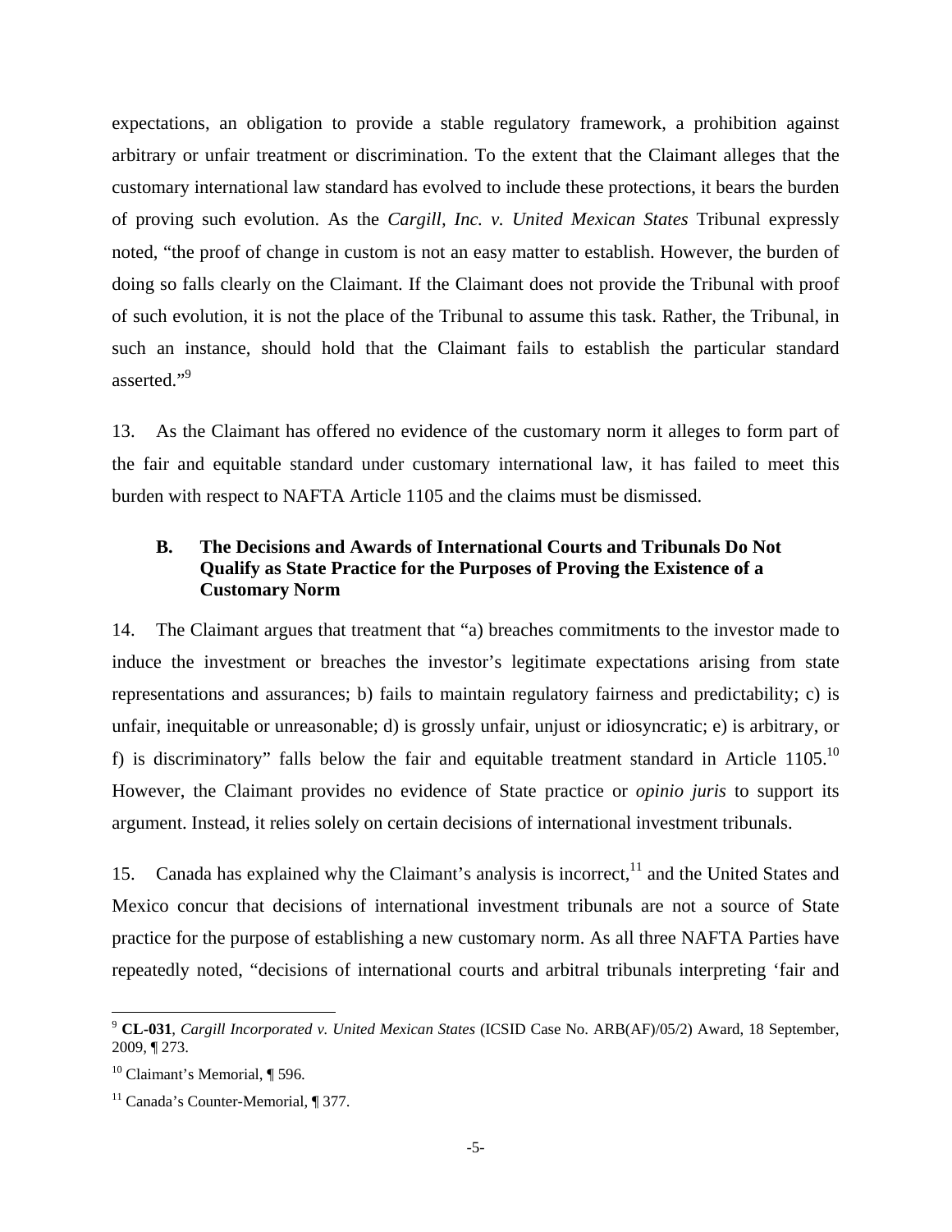expectations, an obligation to provide a stable regulatory framework, a prohibition against arbitrary or unfair treatment or discrimination. To the extent that the Claimant alleges that the customary international law standard has evolved to include these protections, it bears the burden of proving such evolution. As the *Cargill, Inc. v. United Mexican States* Tribunal expressly noted, "the proof of change in custom is not an easy matter to establish. However, the burden of doing so falls clearly on the Claimant. If the Claimant does not provide the Tribunal with proof of such evolution, it is not the place of the Tribunal to assume this task. Rather, the Tribunal, in such an instance, should hold that the Claimant fails to establish the particular standard asserted."[9]

13. As the Claimant has offered no evidence of the customary norm it alleges to form part of the fair and equitable standard under customary international law, it has failed to meet this burden with respect to NAFTA Article 1105 and the claims must be dismissed.

### B. The Decisions and Awards of International Courts and Tribunals Do Not Qualify as State Practice for the Purposes of Proving the Existence of a Customary Norm

14. The Claimant argues that treatment that "a) breaches commitments to the investor made to induce the investment or breaches the investor's legitimate expectations arising from state representations and assurances; b) fails to maintain regulatory fairness and predictability; c) is unfair, inequitable or unreasonable; d) is grossly unfair, unjust or idiosyncratic; e) is arbitrary, or f) is discriminatory" falls below the fair and equitable treatment standard in Article 1105.[10] However, the Claimant provides no evidence of State practice or *opinio juris* to support its argument. Instead, it relies solely on certain decisions of international investment tribunals.

15. Canada has explained why the Claimant's analysis is incorrect,[11] and the United States and Mexico concur that decisions of international investment tribunals are not a source of State practice for the purpose of establishing a new customary norm. As all three NAFTA Parties have repeatedly noted, "decisions of international courts and arbitral tribunals interpreting 'fair and

---

[9] **CL-031**, *Cargill Incorporated v. United Mexican States* (ICSID Case No. ARB(AF)/05/2) Award, 18 September, 2009, ¶ 273.

[10] Claimant's Memorial, ¶ 596.

[11] Canada's Counter-Memorial, ¶ 377.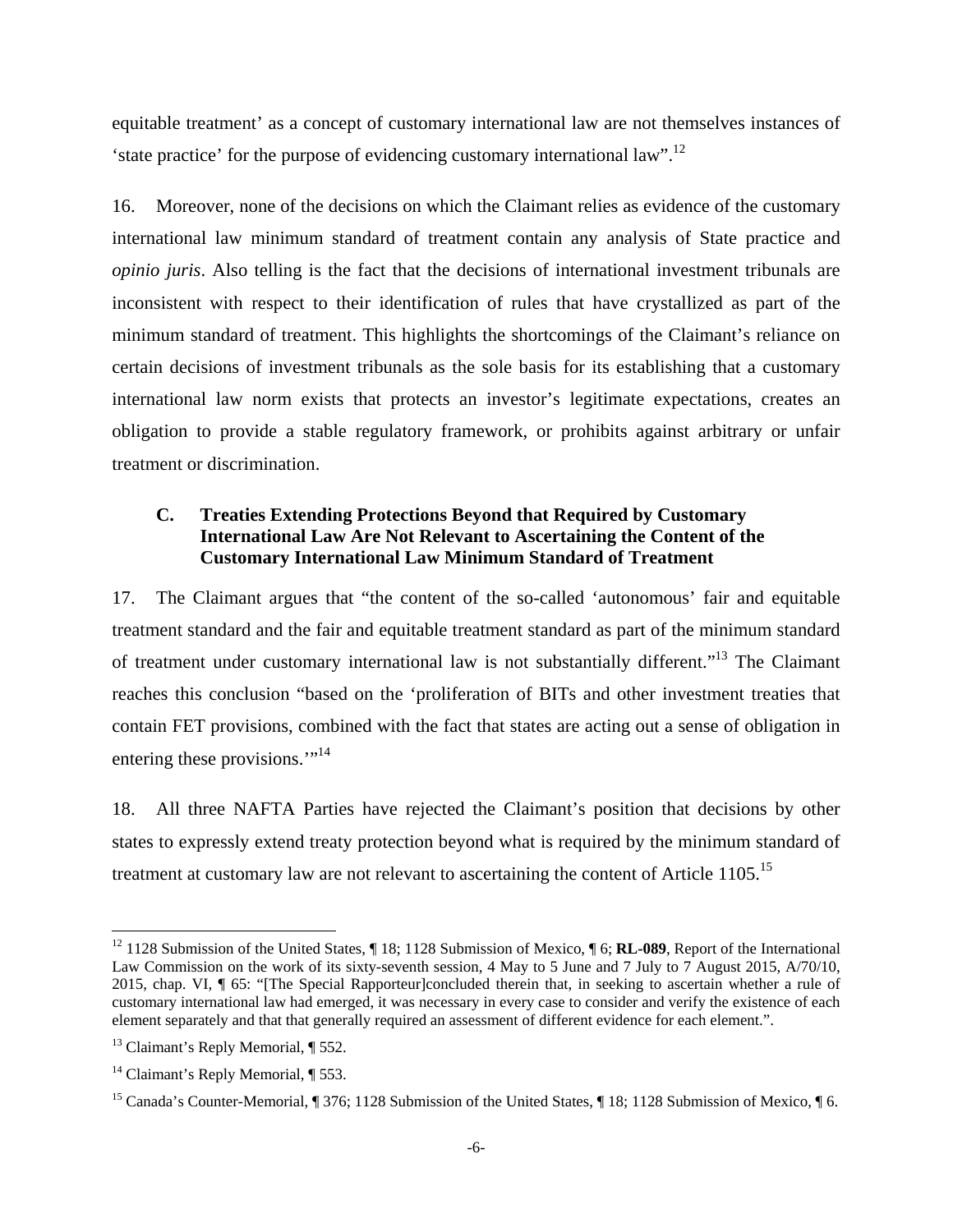equitable treatment' as a concept of customary international law are not themselves instances of 'state practice' for the purpose of evidencing customary international law".[12]

16. Moreover, none of the decisions on which the Claimant relies as evidence of the customary international law minimum standard of treatment contain any analysis of State practice and *opinio juris*. Also telling is the fact that the decisions of international investment tribunals are inconsistent with respect to their identification of rules that have crystallized as part of the minimum standard of treatment. This highlights the shortcomings of the Claimant's reliance on certain decisions of investment tribunals as the sole basis for its establishing that a customary international law norm exists that protects an investor's legitimate expectations, creates an obligation to provide a stable regulatory framework, or prohibits against arbitrary or unfair treatment or discrimination.

### C. Treaties Extending Protections Beyond that Required by Customary International Law Are Not Relevant to Ascertaining the Content of the Customary International Law Minimum Standard of Treatment

17. The Claimant argues that "the content of the so-called 'autonomous' fair and equitable treatment standard and the fair and equitable treatment standard as part of the minimum standard of treatment under customary international law is not substantially different."[13] The Claimant reaches this conclusion "based on the 'proliferation of BITs and other investment treaties that contain FET provisions, combined with the fact that states are acting out a sense of obligation in entering these provisions.'"[14]

18. All three NAFTA Parties have rejected the Claimant's position that decisions by other states to expressly extend treaty protection beyond what is required by the minimum standard of treatment at customary law are not relevant to ascertaining the content of Article 1105.[15]

---

[12] 1128 Submission of the United States, ¶ 18; 1128 Submission of Mexico, ¶ 6; **RL-089**, Report of the International Law Commission on the work of its sixty-seventh session, 4 May to 5 June and 7 July to 7 August 2015, A/70/10, 2015, chap. VI, ¶ 65: "[The Special Rapporteur]concluded therein that, in seeking to ascertain whether a rule of customary international law had emerged, it was necessary in every case to consider and verify the existence of each element separately and that that generally required an assessment of different evidence for each element.".

[13] Claimant's Reply Memorial, ¶ 552.

[14] Claimant's Reply Memorial, ¶ 553.

[15] Canada's Counter-Memorial, ¶ 376; 1128 Submission of the United States, ¶ 18; 1128 Submission of Mexico, ¶ 6.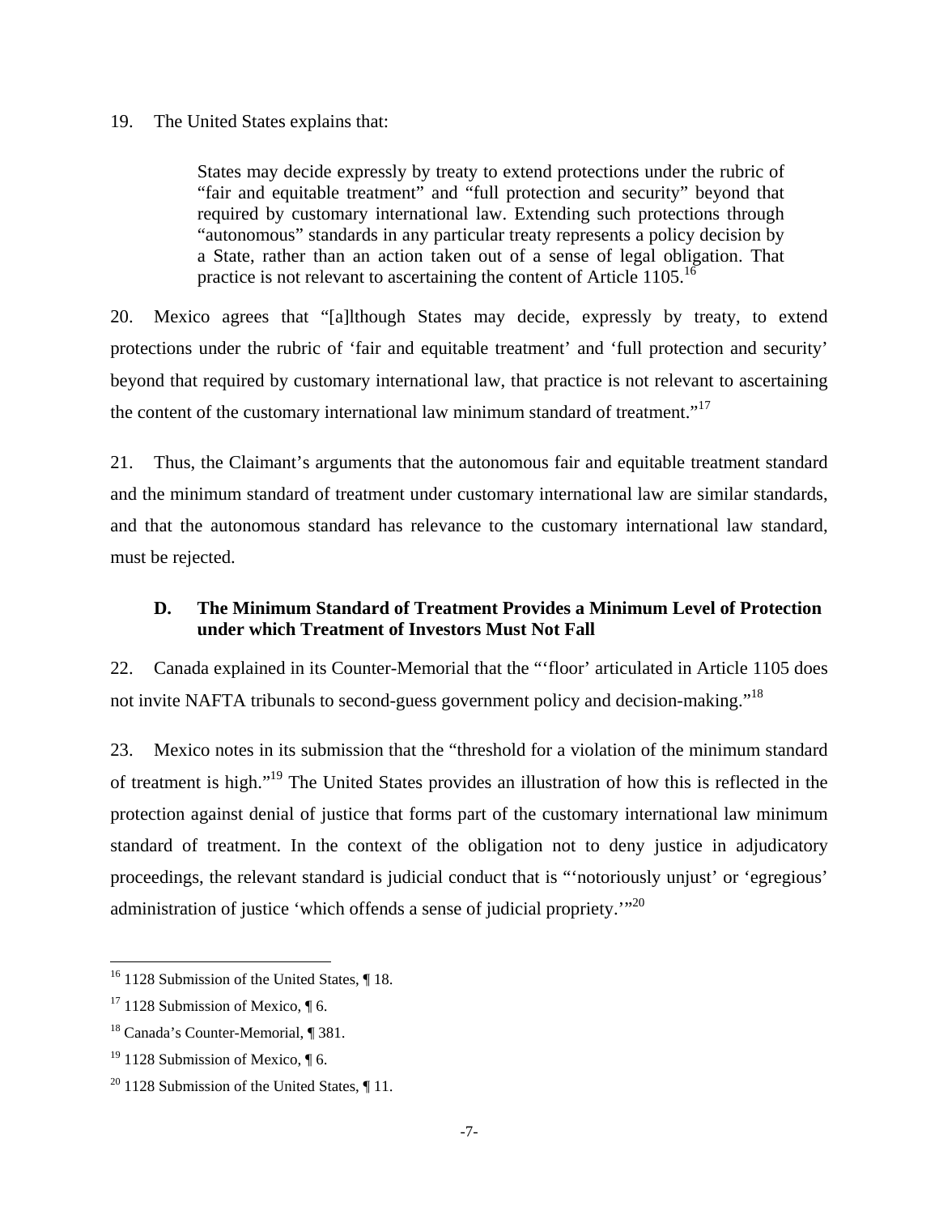19. The United States explains that:

> States may decide expressly by treaty to extend protections under the rubric of "fair and equitable treatment" and "full protection and security" beyond that required by customary international law. Extending such protections through "autonomous" standards in any particular treaty represents a policy decision by a State, rather than an action taken out of a sense of legal obligation. That practice is not relevant to ascertaining the content of Article 1105.[16]

20. Mexico agrees that "[a]lthough States may decide, expressly by treaty, to extend protections under the rubric of 'fair and equitable treatment' and 'full protection and security' beyond that required by customary international law, that practice is not relevant to ascertaining the content of the customary international law minimum standard of treatment."[17]

21. Thus, the Claimant's arguments that the autonomous fair and equitable treatment standard and the minimum standard of treatment under customary international law are similar standards, and that the autonomous standard has relevance to the customary international law standard, must be rejected.

### D. The Minimum Standard of Treatment Provides a Minimum Level of Protection under which Treatment of Investors Must Not Fall

22. Canada explained in its Counter-Memorial that the "'floor' articulated in Article 1105 does not invite NAFTA tribunals to second-guess government policy and decision-making."[18]

23. Mexico notes in its submission that the "threshold for a violation of the minimum standard of treatment is high."[19] The United States provides an illustration of how this is reflected in the protection against denial of justice that forms part of the customary international law minimum standard of treatment. In the context of the obligation not to deny justice in adjudicatory proceedings, the relevant standard is judicial conduct that is "'notoriously unjust' or 'egregious' administration of justice 'which offends a sense of judicial propriety.'"[20]

---

[16] 1128 Submission of the United States, ¶ 18.

[17] 1128 Submission of Mexico, ¶ 6.

[18] Canada's Counter-Memorial, ¶ 381.

[19] 1128 Submission of Mexico, ¶ 6.

[20] 1128 Submission of the United States, ¶ 11.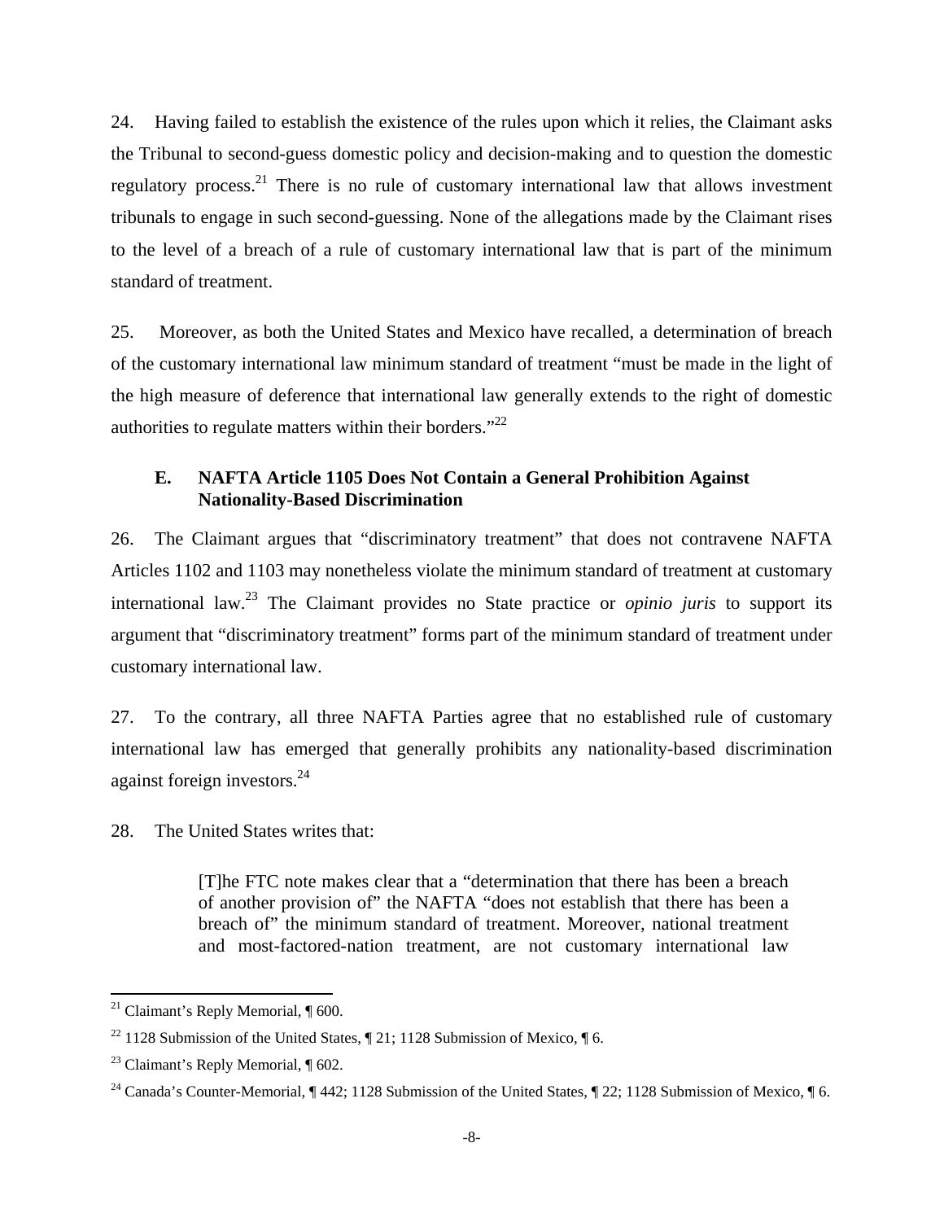24. Having failed to establish the existence of the rules upon which it relies, the Claimant asks the Tribunal to second-guess domestic policy and decision-making and to question the domestic regulatory process.[21] There is no rule of customary international law that allows investment tribunals to engage in such second-guessing. None of the allegations made by the Claimant rises to the level of a breach of a rule of customary international law that is part of the minimum standard of treatment.

25. Moreover, as both the United States and Mexico have recalled, a determination of breach of the customary international law minimum standard of treatment "must be made in the light of the high measure of deference that international law generally extends to the right of domestic authorities to regulate matters within their borders."[22]

### E. NAFTA Article 1105 Does Not Contain a General Prohibition Against Nationality-Based Discrimination

26. The Claimant argues that "discriminatory treatment" that does not contravene NAFTA Articles 1102 and 1103 may nonetheless violate the minimum standard of treatment at customary international law.[23] The Claimant provides no State practice or *opinio juris* to support its argument that "discriminatory treatment" forms part of the minimum standard of treatment under customary international law.

27. To the contrary, all three NAFTA Parties agree that no established rule of customary international law has emerged that generally prohibits any nationality-based discrimination against foreign investors.[24]

28. The United States writes that:

> [T]he FTC note makes clear that a "determination that there has been a breach of another provision of" the NAFTA "does not establish that there has been a breach of" the minimum standard of treatment. Moreover, national treatment and most-factored-nation treatment, are not customary international law

---

[21] Claimant's Reply Memorial, ¶ 600.

[22] 1128 Submission of the United States, ¶ 21; 1128 Submission of Mexico, ¶ 6.

[23] Claimant's Reply Memorial, ¶ 602.

[24] Canada's Counter-Memorial, ¶ 442; 1128 Submission of the United States, ¶ 22; 1128 Submission of Mexico, ¶ 6.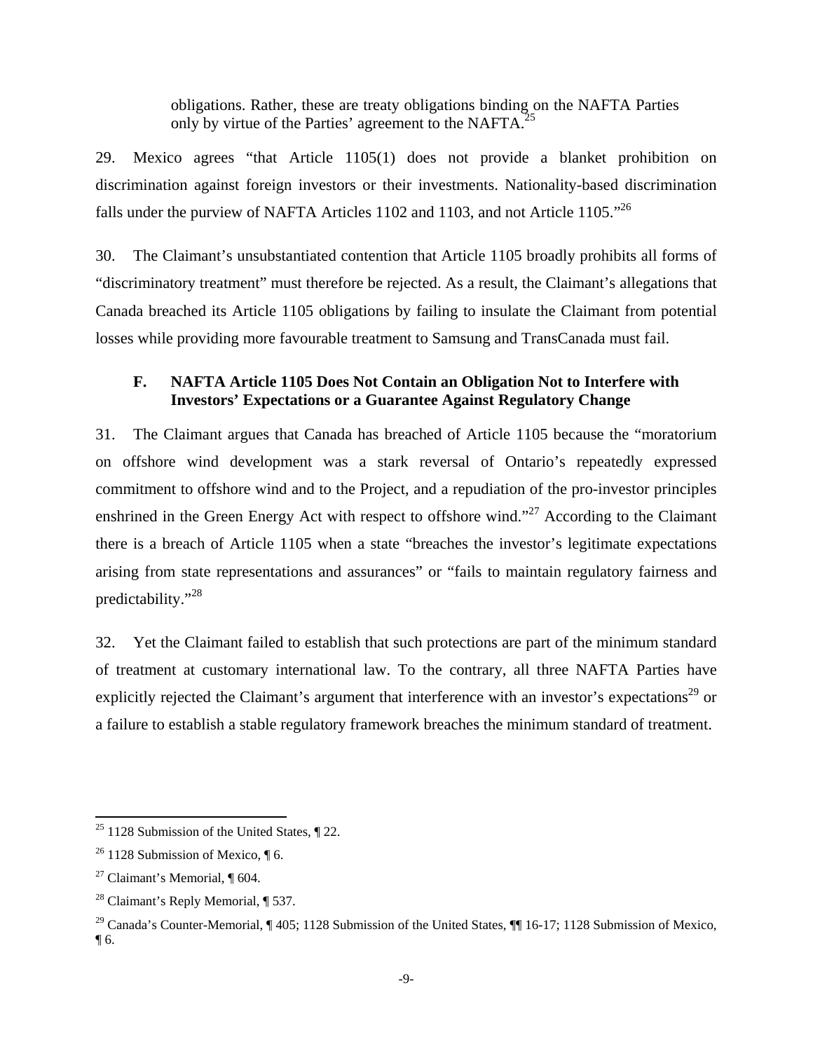> obligations. Rather, these are treaty obligations binding on the NAFTA Parties only by virtue of the Parties' agreement to the NAFTA.[25]

29. Mexico agrees "that Article 1105(1) does not provide a blanket prohibition on discrimination against foreign investors or their investments. Nationality-based discrimination falls under the purview of NAFTA Articles 1102 and 1103, and not Article 1105."[26]

30. The Claimant's unsubstantiated contention that Article 1105 broadly prohibits all forms of "discriminatory treatment" must therefore be rejected. As a result, the Claimant's allegations that Canada breached its Article 1105 obligations by failing to insulate the Claimant from potential losses while providing more favourable treatment to Samsung and TransCanada must fail.

### F. NAFTA Article 1105 Does Not Contain an Obligation Not to Interfere with Investors' Expectations or a Guarantee Against Regulatory Change

31. The Claimant argues that Canada has breached of Article 1105 because the "moratorium on offshore wind development was a stark reversal of Ontario's repeatedly expressed commitment to offshore wind and to the Project, and a repudiation of the pro-investor principles enshrined in the Green Energy Act with respect to offshore wind."[27] According to the Claimant there is a breach of Article 1105 when a state "breaches the investor's legitimate expectations arising from state representations and assurances" or "fails to maintain regulatory fairness and predictability."[28]

32. Yet the Claimant failed to establish that such protections are part of the minimum standard of treatment at customary international law. To the contrary, all three NAFTA Parties have explicitly rejected the Claimant's argument that interference with an investor's expectations[29] or a failure to establish a stable regulatory framework breaches the minimum standard of treatment.

---

[25] 1128 Submission of the United States, ¶ 22.

[26] 1128 Submission of Mexico, ¶ 6.

[27] Claimant's Memorial, ¶ 604.

[28] Claimant's Reply Memorial, ¶ 537.

[29] Canada's Counter-Memorial, ¶ 405; 1128 Submission of the United States, ¶¶ 16-17; 1128 Submission of Mexico, ¶ 6.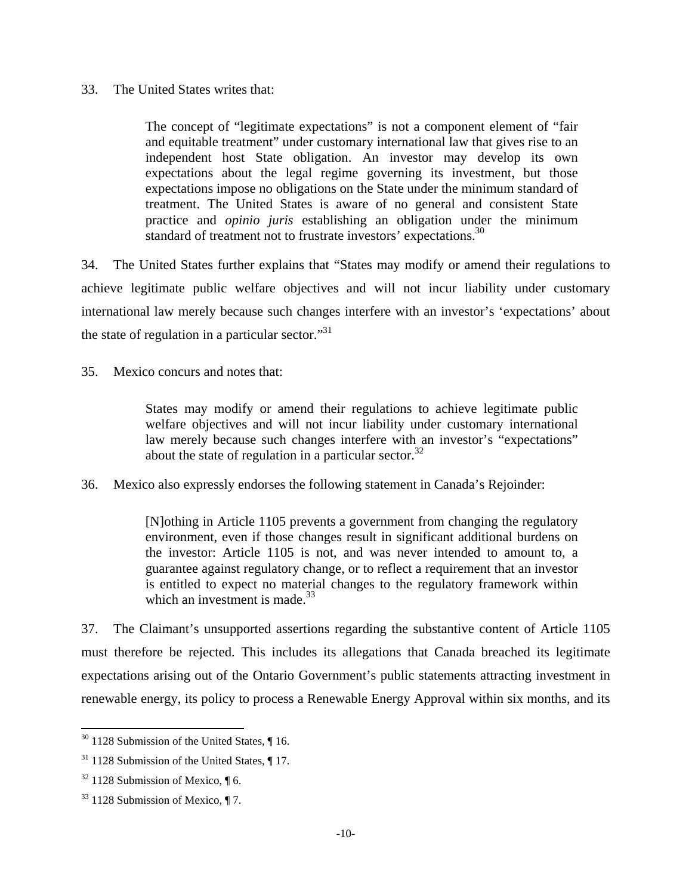33. The United States writes that:

> The concept of "legitimate expectations" is not a component element of "fair and equitable treatment" under customary international law that gives rise to an independent host State obligation. An investor may develop its own expectations about the legal regime governing its investment, but those expectations impose no obligations on the State under the minimum standard of treatment. The United States is aware of no general and consistent State practice and *opinio juris* establishing an obligation under the minimum standard of treatment not to frustrate investors' expectations.[30]

34. The United States further explains that "States may modify or amend their regulations to achieve legitimate public welfare objectives and will not incur liability under customary international law merely because such changes interfere with an investor's 'expectations' about the state of regulation in a particular sector."[31]

35. Mexico concurs and notes that:

> States may modify or amend their regulations to achieve legitimate public welfare objectives and will not incur liability under customary international law merely because such changes interfere with an investor's "expectations" about the state of regulation in a particular sector.[32]

36. Mexico also expressly endorses the following statement in Canada's Rejoinder:

> [N]othing in Article 1105 prevents a government from changing the regulatory environment, even if those changes result in significant additional burdens on the investor: Article 1105 is not, and was never intended to amount to, a guarantee against regulatory change, or to reflect a requirement that an investor is entitled to expect no material changes to the regulatory framework within which an investment is made.[33]

37. The Claimant's unsupported assertions regarding the substantive content of Article 1105 must therefore be rejected. This includes its allegations that Canada breached its legitimate expectations arising out of the Ontario Government's public statements attracting investment in renewable energy, its policy to process a Renewable Energy Approval within six months, and its

---

[30] 1128 Submission of the United States, ¶ 16.

[31] 1128 Submission of the United States, ¶ 17.

[32] 1128 Submission of Mexico, ¶ 6.

[33] 1128 Submission of Mexico, ¶ 7.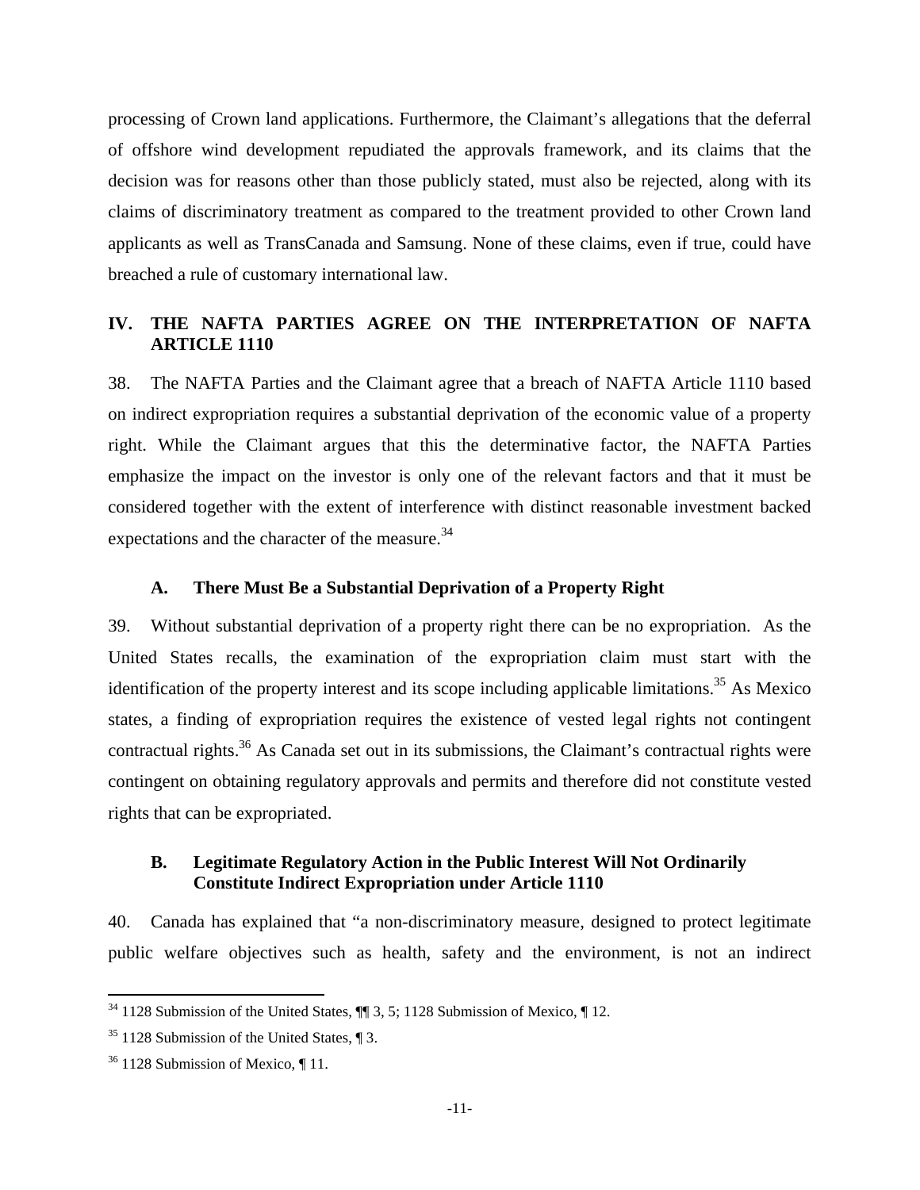processing of Crown land applications. Furthermore, the Claimant's allegations that the deferral of offshore wind development repudiated the approvals framework, and its claims that the decision was for reasons other than those publicly stated, must also be rejected, along with its claims of discriminatory treatment as compared to the treatment provided to other Crown land applicants as well as TransCanada and Samsung. None of these claims, even if true, could have breached a rule of customary international law.

## IV. THE NAFTA PARTIES AGREE ON THE INTERPRETATION OF NAFTA ARTICLE 1110

38. The NAFTA Parties and the Claimant agree that a breach of NAFTA Article 1110 based on indirect expropriation requires a substantial deprivation of the economic value of a property right. While the Claimant argues that this the determinative factor, the NAFTA Parties emphasize the impact on the investor is only one of the relevant factors and that it must be considered together with the extent of interference with distinct reasonable investment backed expectations and the character of the measure.[34]

### A. There Must Be a Substantial Deprivation of a Property Right

39. Without substantial deprivation of a property right there can be no expropriation. As the United States recalls, the examination of the expropriation claim must start with the identification of the property interest and its scope including applicable limitations.[35] As Mexico states, a finding of expropriation requires the existence of vested legal rights not contingent contractual rights.[36] As Canada set out in its submissions, the Claimant's contractual rights were contingent on obtaining regulatory approvals and permits and therefore did not constitute vested rights that can be expropriated.

### B. Legitimate Regulatory Action in the Public Interest Will Not Ordinarily Constitute Indirect Expropriation under Article 1110

40. Canada has explained that "a non-discriminatory measure, designed to protect legitimate public welfare objectives such as health, safety and the environment, is not an indirect

---

[34] 1128 Submission of the United States, ¶¶ 3, 5; 1128 Submission of Mexico, ¶ 12.

[35] 1128 Submission of the United States, ¶ 3.

[36] 1128 Submission of Mexico, ¶ 11.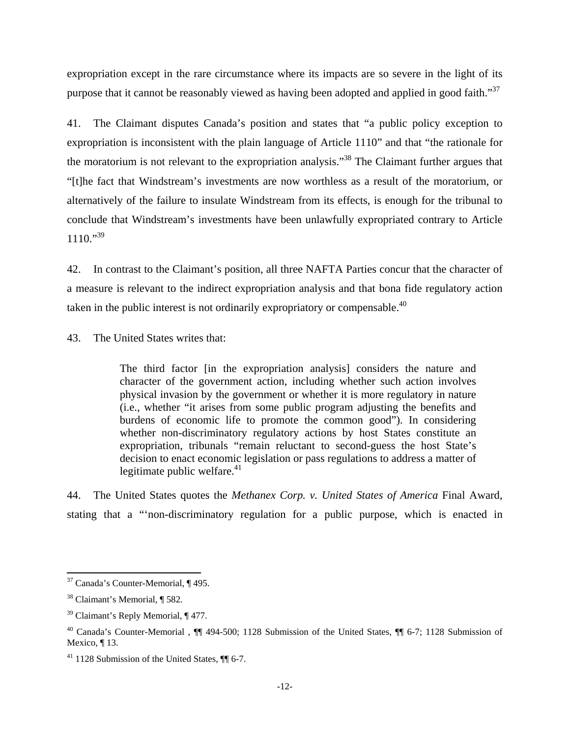expropriation except in the rare circumstance where its impacts are so severe in the light of its purpose that it cannot be reasonably viewed as having been adopted and applied in good faith."[37]

41. The Claimant disputes Canada's position and states that "a public policy exception to expropriation is inconsistent with the plain language of Article 1110" and that "the rationale for the moratorium is not relevant to the expropriation analysis."[38] The Claimant further argues that "[t]he fact that Windstream's investments are now worthless as a result of the moratorium, or alternatively of the failure to insulate Windstream from its effects, is enough for the tribunal to conclude that Windstream's investments have been unlawfully expropriated contrary to Article 1110."[39]

42. In contrast to the Claimant's position, all three NAFTA Parties concur that the character of a measure is relevant to the indirect expropriation analysis and that bona fide regulatory action taken in the public interest is not ordinarily expropriatory or compensable.[40]

43. The United States writes that:

> The third factor [in the expropriation analysis] considers the nature and character of the government action, including whether such action involves physical invasion by the government or whether it is more regulatory in nature (i.e., whether "it arises from some public program adjusting the benefits and burdens of economic life to promote the common good"). In considering whether non-discriminatory regulatory actions by host States constitute an expropriation, tribunals "remain reluctant to second-guess the host State's decision to enact economic legislation or pass regulations to address a matter of legitimate public welfare.[41]

44. The United States quotes the *Methanex Corp. v. United States of America* Final Award, stating that a "'non-discriminatory regulation for a public purpose, which is enacted in

---

[37] Canada's Counter-Memorial, ¶ 495.

[38] Claimant's Memorial, ¶ 582.

[39] Claimant's Reply Memorial, ¶ 477.

[40] Canada's Counter-Memorial , ¶¶ 494-500; 1128 Submission of the United States, ¶¶ 6-7; 1128 Submission of Mexico, ¶ 13.

[41] 1128 Submission of the United States, ¶¶ 6-7.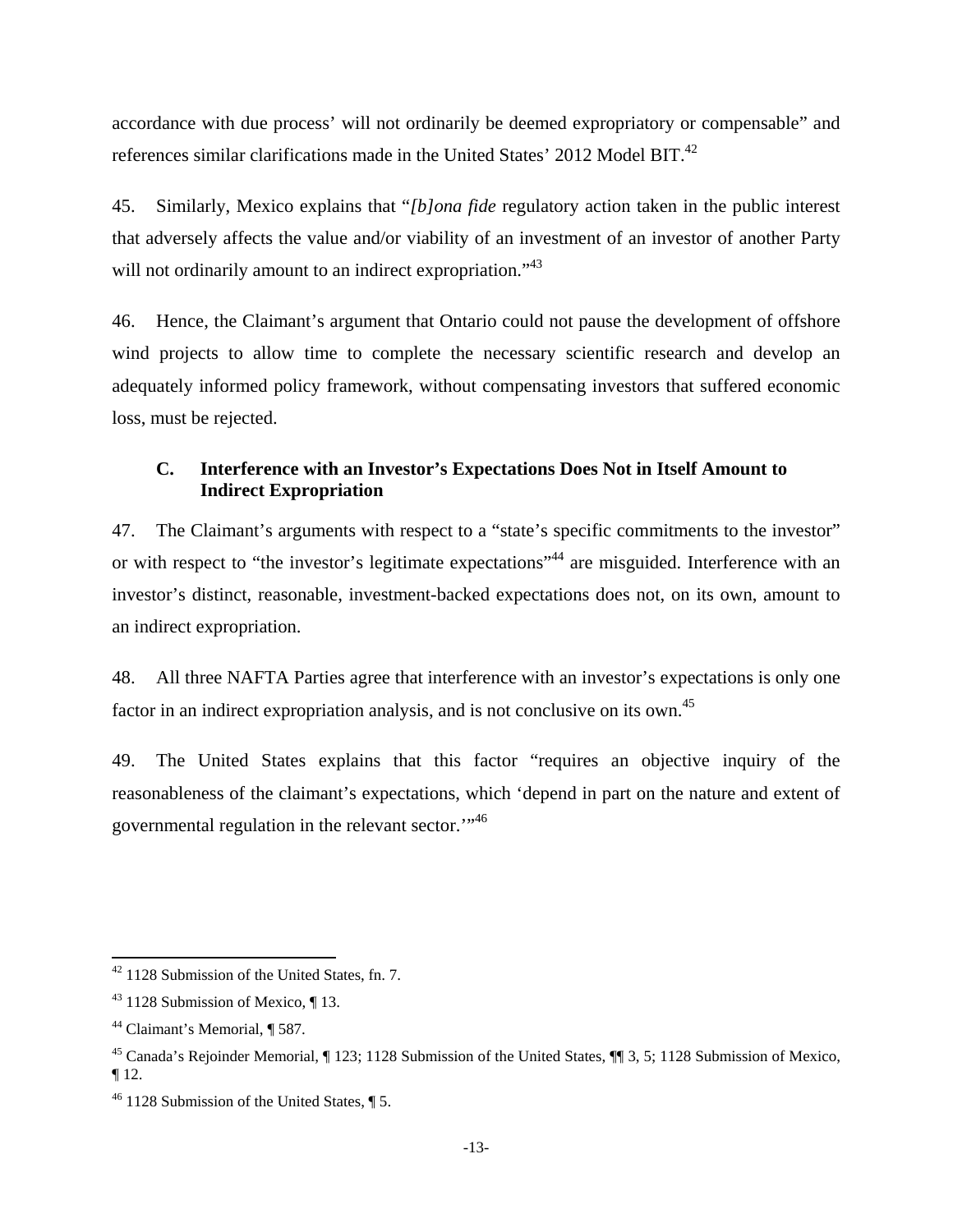accordance with due process' will not ordinarily be deemed expropriatory or compensable" and references similar clarifications made in the United States' 2012 Model BIT.[42]

45. Similarly, Mexico explains that "*[b]ona fide* regulatory action taken in the public interest that adversely affects the value and/or viability of an investment of an investor of another Party will not ordinarily amount to an indirect expropriation."[43]

46. Hence, the Claimant's argument that Ontario could not pause the development of offshore wind projects to allow time to complete the necessary scientific research and develop an adequately informed policy framework, without compensating investors that suffered economic loss, must be rejected.

### C. Interference with an Investor's Expectations Does Not in Itself Amount to Indirect Expropriation

47. The Claimant's arguments with respect to a "state's specific commitments to the investor" or with respect to "the investor's legitimate expectations"[44] are misguided. Interference with an investor's distinct, reasonable, investment-backed expectations does not, on its own, amount to an indirect expropriation.

48. All three NAFTA Parties agree that interference with an investor's expectations is only one factor in an indirect expropriation analysis, and is not conclusive on its own.[45]

49. The United States explains that this factor "requires an objective inquiry of the reasonableness of the claimant's expectations, which 'depend in part on the nature and extent of governmental regulation in the relevant sector.'"[46]

---

[42] 1128 Submission of the United States, fn. 7.

[43] 1128 Submission of Mexico, ¶ 13.

[44] Claimant's Memorial, ¶ 587.

[45] Canada's Rejoinder Memorial, ¶ 123; 1128 Submission of the United States, ¶¶ 3, 5; 1128 Submission of Mexico, ¶ 12.

[46] 1128 Submission of the United States, ¶ 5.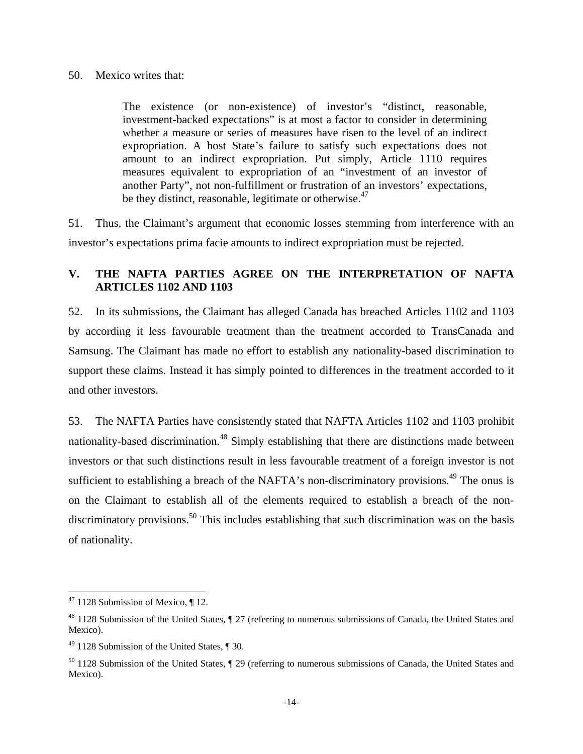50. Mexico writes that:

> The existence (or non-existence) of investor's "distinct, reasonable, investment-backed expectations" is at most a factor to consider in determining whether a measure or series of measures have risen to the level of an indirect expropriation. A host State's failure to satisfy such expectations does not amount to an indirect expropriation. Put simply, Article 1110 requires measures equivalent to expropriation of an "investment of an investor of another Party", not non-fulfillment or frustration of an investors' expectations, be they distinct, reasonable, legitimate or otherwise.[47]

51. Thus, the Claimant's argument that economic losses stemming from interference with an investor's expectations prima facie amounts to indirect expropriation must be rejected.

## V. THE NAFTA PARTIES AGREE ON THE INTERPRETATION OF NAFTA ARTICLES 1102 AND 1103

52. In its submissions, the Claimant has alleged Canada has breached Articles 1102 and 1103 by according it less favourable treatment than the treatment accorded to TransCanada and Samsung. The Claimant has made no effort to establish any nationality-based discrimination to support these claims. Instead it has simply pointed to differences in the treatment accorded to it and other investors.

53. The NAFTA Parties have consistently stated that NAFTA Articles 1102 and 1103 prohibit nationality-based discrimination.[48] Simply establishing that there are distinctions made between investors or that such distinctions result in less favourable treatment of a foreign investor is not sufficient to establishing a breach of the NAFTA's non-discriminatory provisions.[49] The onus is on the Claimant to establish all of the elements required to establish a breach of the non-discriminatory provisions.[50] This includes establishing that such discrimination was on the basis of nationality.

---

[47] 1128 Submission of Mexico, ¶ 12.

[48] 1128 Submission of the United States, ¶ 27 (referring to numerous submissions of Canada, the United States and Mexico).

[49] 1128 Submission of the United States, ¶ 30.

[50] 1128 Submission of the United States, ¶ 29 (referring to numerous submissions of Canada, the United States and Mexico).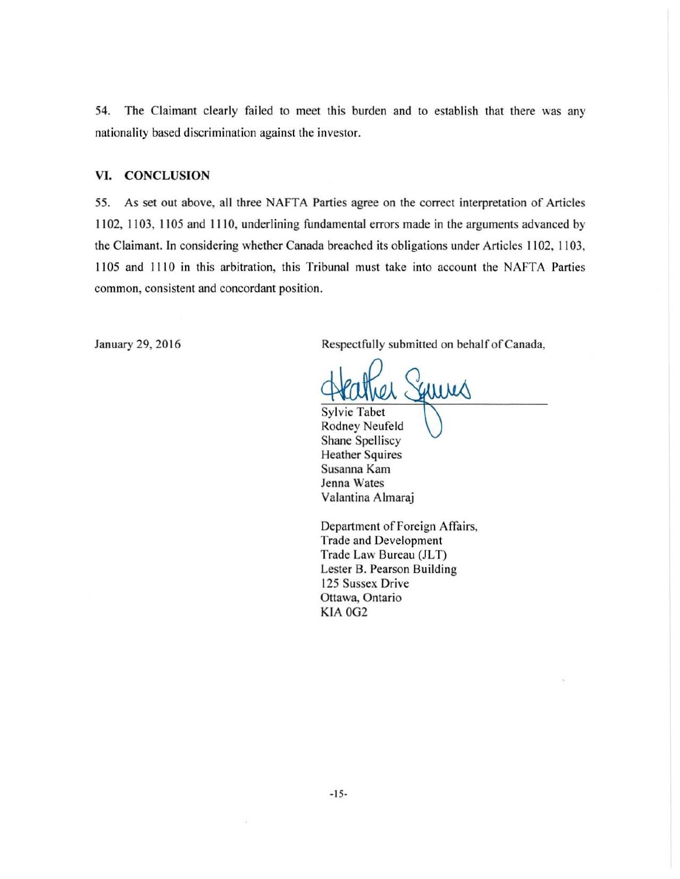54. The Claimant clearly failed to meet this burden and to establish that there was any nationality based discrimination against the investor.

## VI. CONCLUSION

55. As set out above, all three NAFTA Parties agree on the correct interpretation of Articles 1102, 1103, 1105 and 1110, underlining fundamental errors made in the arguments advanced by the Claimant. In considering whether Canada breached its obligations under Articles 1102, 1103, 1105 and 1110 in this arbitration, this Tribunal must take into account the NAFTA Parties common, consistent and concordant position.

January 29, 2016

Respectfully submitted on behalf of Canada,

Sylvie Tabet
Rodney Neufeld
Shane Spelliscy
Heather Squires
Susanna Kam
Jenna Wates
Valantina Almaraj

Department of Foreign Affairs,
Trade and Development
Trade Law Bureau (JLT)
Lester B. Pearson Building
125 Sussex Drive
Ottawa, Ontario
KIA 0G2